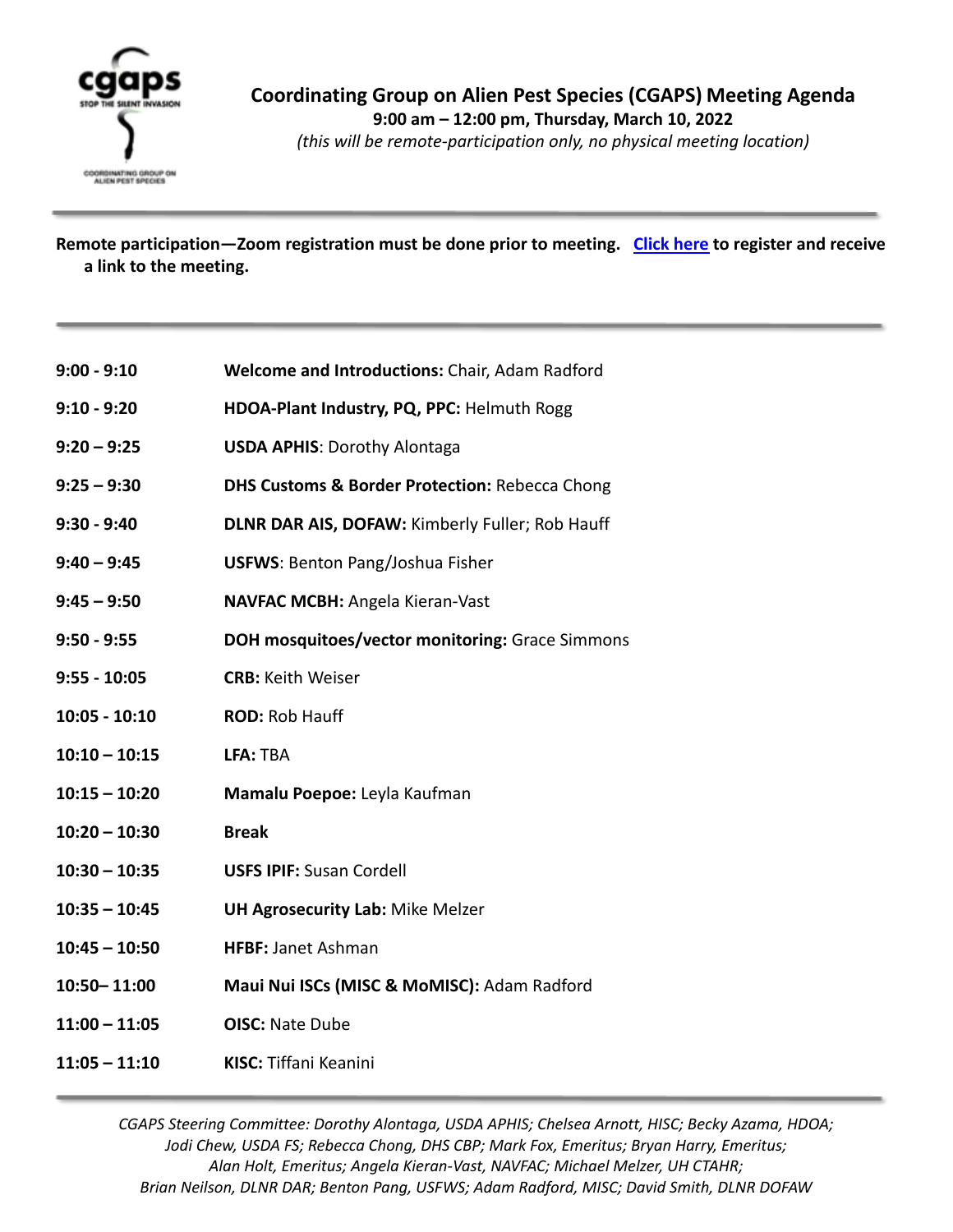# Coordinating Group on Alien Pest Species (CGAPS) Meeting Agenda

**9:00 am – 12:00 pm, Thursday, March 10, 2022**

*(this will be remote-participation only, no physical meeting location)*

---

**Remote participation—Zoom registration must be done prior to meeting. Click here to register and receive a link to the meeting.**

---

| | |
|---|---|
| **9:00 - 9:10** | **Welcome and Introductions:** Chair, Adam Radford |
| **9:10 - 9:20** | **HDOA-Plant Industry, PQ, PPC:** Helmuth Rogg |
| **9:20 – 9:25** | **USDA APHIS**: Dorothy Alontaga |
| **9:25 – 9:30** | **DHS Customs & Border Protection:** Rebecca Chong |
| **9:30 - 9:40** | **DLNR DAR AIS, DOFAW:** Kimberly Fuller; Rob Hauff |
| **9:40 – 9:45** | **USFWS**: Benton Pang/Joshua Fisher |
| **9:45 – 9:50** | **NAVFAC MCBH:** Angela Kieran-Vast |
| **9:50 - 9:55** | **DOH mosquitoes/vector monitoring:** Grace Simmons |
| **9:55 - 10:05** | **CRB:** Keith Weiser |
| **10:05 - 10:10** | **ROD:** Rob Hauff |
| **10:10 – 10:15** | **LFA:** TBA |
| **10:15 – 10:20** | **Mamalu Poepoe:** Leyla Kaufman |
| **10:20 – 10:30** | **Break** |
| **10:30 – 10:35** | **USFS IPIF:** Susan Cordell |
| **10:35 – 10:45** | **UH Agrosecurity Lab:** Mike Melzer |
| **10:45 – 10:50** | **HFBF:** Janet Ashman |
| **10:50– 11:00** | **Maui Nui ISCs (MISC & MoMISC):** Adam Radford |
| **11:00 – 11:05** | **OISC:** Nate Dube |
| **11:05 – 11:10** | **KISC:** Tiffani Keanini |

---

*CGAPS Steering Committee: Dorothy Alontaga, USDA APHIS; Chelsea Arnott, HISC; Becky Azama, HDOA; Jodi Chew, USDA FS; Rebecca Chong, DHS CBP; Mark Fox, Emeritus; Bryan Harry, Emeritus; Alan Holt, Emeritus; Angela Kieran-Vast, NAVFAC; Michael Melzer, UH CTAHR; Brian Neilson, DLNR DAR; Benton Pang, USFWS; Adam Radford, MISC; David Smith, DLNR DOFAW*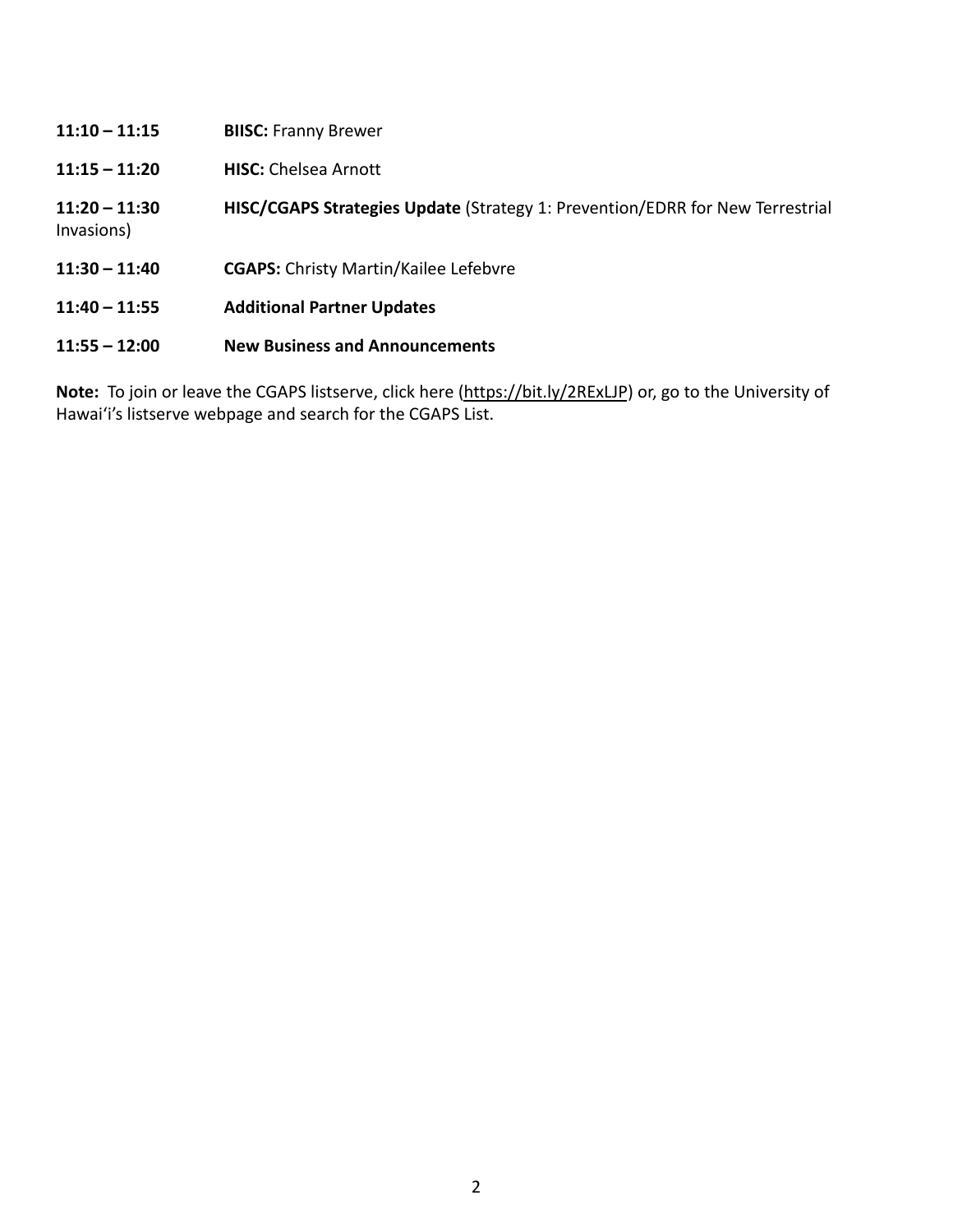**11:10 – 11:15** **BIISC:** Franny Brewer

**11:15 – 11:20** **HISC:** Chelsea Arnott

**11:20 – 11:30** **HISC/CGAPS Strategies Update** (Strategy 1: Prevention/EDRR for New Terrestrial Invasions)

**11:30 – 11:40** **CGAPS:** Christy Martin/Kailee Lefebvre

**11:40 – 11:55** **Additional Partner Updates**

**11:55 – 12:00** **New Business and Announcements**

**Note:** To join or leave the CGAPS listserve, click here (https://bit.ly/2RExLJP) or, go to the University of Hawaiʻi's listserve webpage and search for the CGAPS List.